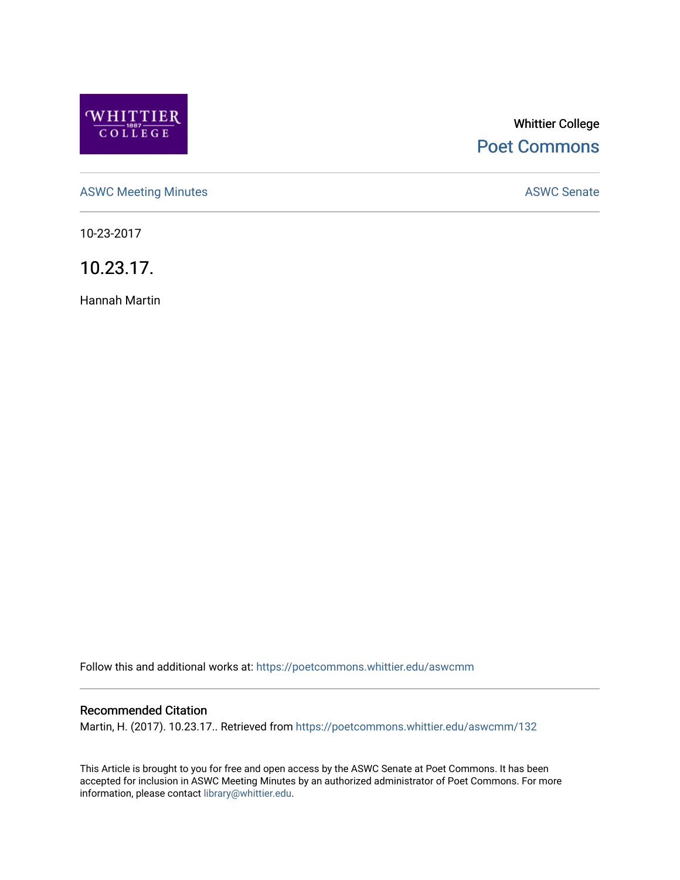WHITTIER 1887 COLLEGE

Whittier College

Poet Commons

ASWC Meeting Minutes

ASWC Senate

10-23-2017

# 10.23.17.

Hannah Martin

Follow this and additional works at: https://poetcommons.whittier.edu/aswcmm

## Recommended Citation

Martin, H. (2017). 10.23.17.. Retrieved from https://poetcommons.whittier.edu/aswcmm/132

This Article is brought to you for free and open access by the ASWC Senate at Poet Commons. It has been accepted for inclusion in ASWC Meeting Minutes by an authorized administrator of Poet Commons. For more information, please contact library@whittier.edu.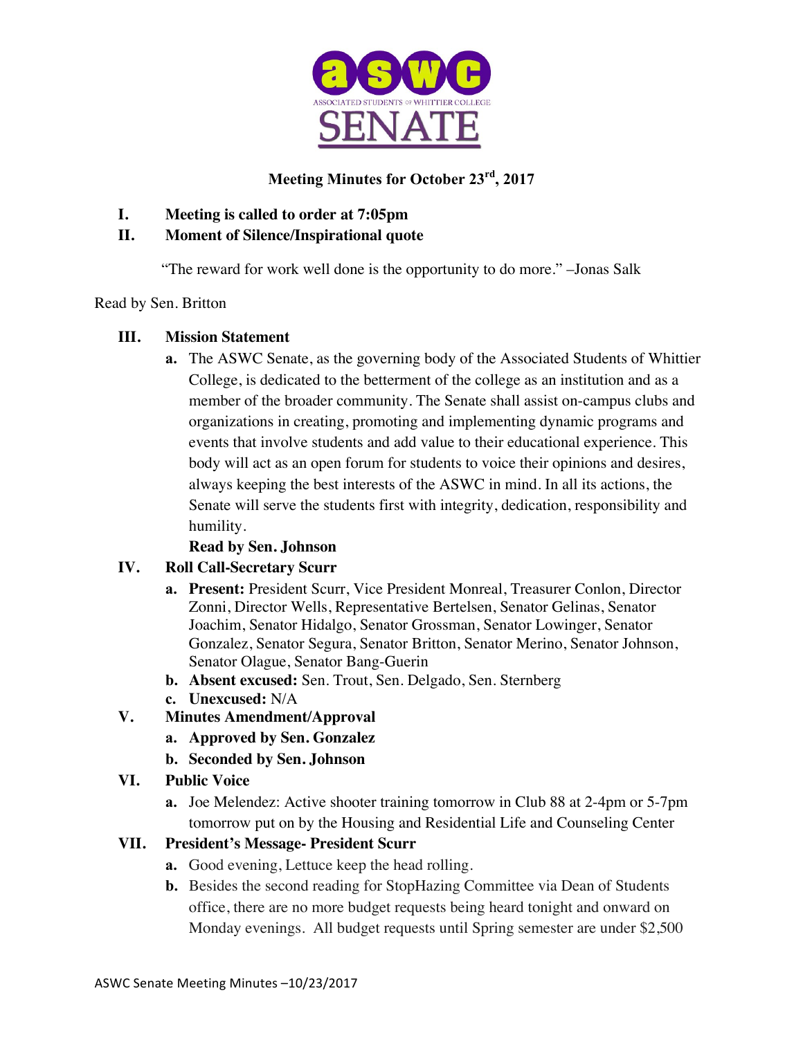**Meeting Minutes for October 23rd, 2017**

**I. Meeting is called to order at 7:05pm**

**II. Moment of Silence/Inspirational quote**

"The reward for work well done is the opportunity to do more." –Jonas Salk

Read by Sen. Britton

**III. Mission Statement**

a. The ASWC Senate, as the governing body of the Associated Students of Whittier College, is dedicated to the betterment of the college as an institution and as a member of the broader community. The Senate shall assist on-campus clubs and organizations in creating, promoting and implementing dynamic programs and events that involve students and add value to their educational experience. This body will act as an open forum for students to voice their opinions and desires, always keeping the best interests of the ASWC in mind. In all its actions, the Senate will serve the students first with integrity, dedication, responsibility and humility.

**Read by Sen. Johnson**

**IV. Roll Call-Secretary Scurr**

a. **Present:** President Scurr, Vice President Monreal, Treasurer Conlon, Director Zonni, Director Wells, Representative Bertelsen, Senator Gelinas, Senator Joachim, Senator Hidalgo, Senator Grossman, Senator Lowinger, Senator Gonzalez, Senator Segura, Senator Britton, Senator Merino, Senator Johnson, Senator Olague, Senator Bang-Guerin

b. **Absent excused:** Sen. Trout, Sen. Delgado, Sen. Sternberg

c. **Unexcused:** N/A

**V. Minutes Amendment/Approval**

a. **Approved by Sen. Gonzalez**

b. **Seconded by Sen. Johnson**

**VI. Public Voice**

a. Joe Melendez: Active shooter training tomorrow in Club 88 at 2-4pm or 5-7pm tomorrow put on by the Housing and Residential Life and Counseling Center

**VII. President's Message- President Scurr**

a. Good evening, Lettuce keep the head rolling.

b. Besides the second reading for StopHazing Committee via Dean of Students office, there are no more budget requests being heard tonight and onward on Monday evenings. All budget requests until Spring semester are under $2,500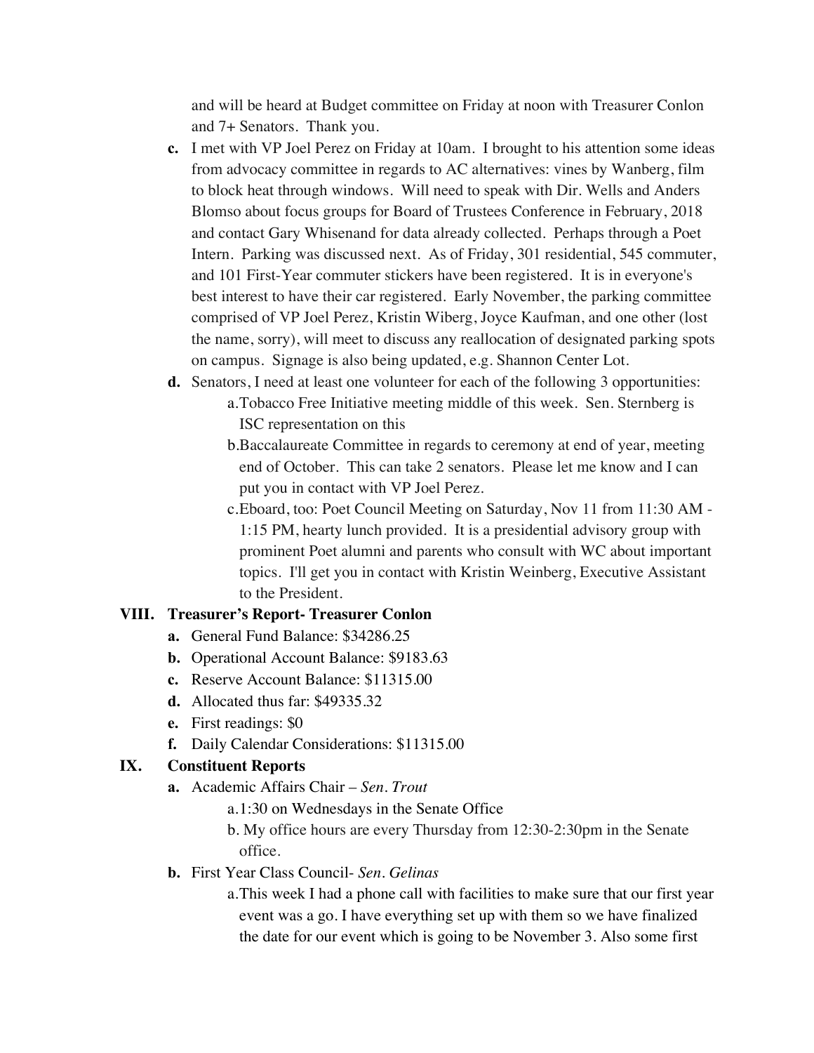and will be heard at Budget committee on Friday at noon with Treasurer Conlon and 7+ Senators. Thank you.

- **c.** I met with VP Joel Perez on Friday at 10am. I brought to his attention some ideas from advocacy committee in regards to AC alternatives: vines by Wanberg, film to block heat through windows. Will need to speak with Dir. Wells and Anders Blomso about focus groups for Board of Trustees Conference in February, 2018 and contact Gary Whisenand for data already collected. Perhaps through a Poet Intern. Parking was discussed next. As of Friday, 301 residential, 545 commuter, and 101 First-Year commuter stickers have been registered. It is in everyone's best interest to have their car registered. Early November, the parking committee comprised of VP Joel Perez, Kristin Wiberg, Joyce Kaufman, and one other (lost the name, sorry), will meet to discuss any reallocation of designated parking spots on campus. Signage is also being updated, e.g. Shannon Center Lot.
- **d.** Senators, I need at least one volunteer for each of the following 3 opportunities:
    - a. Tobacco Free Initiative meeting middle of this week. Sen. Sternberg is ISC representation on this
    - b. Baccalaureate Committee in regards to ceremony at end of year, meeting end of October. This can take 2 senators. Please let me know and I can put you in contact with VP Joel Perez.
    - c. Eboard, too: Poet Council Meeting on Saturday, Nov 11 from 11:30 AM - 1:15 PM, hearty lunch provided. It is a presidential advisory group with prominent Poet alumni and parents who consult with WC about important topics. I'll get you in contact with Kristin Weinberg, Executive Assistant to the President.

## VIII. Treasurer's Report- Treasurer Conlon

- **a.** General Fund Balance: $34286.25
- **b.** Operational Account Balance: $9183.63
- **c.** Reserve Account Balance: $11315.00
- **d.** Allocated thus far: $49335.32
- **e.** First readings: $0
- **f.** Daily Calendar Considerations: $11315.00

## IX. Constituent Reports

- **a.** Academic Affairs Chair – *Sen. Trout*
    - a. 1:30 on Wednesdays in the Senate Office
    - b. My office hours are every Thursday from 12:30-2:30pm in the Senate office.
- **b.** First Year Class Council- *Sen. Gelinas*
    - a. This week I had a phone call with facilities to make sure that our first year event was a go. I have everything set up with them so we have finalized the date for our event which is going to be November 3. Also some first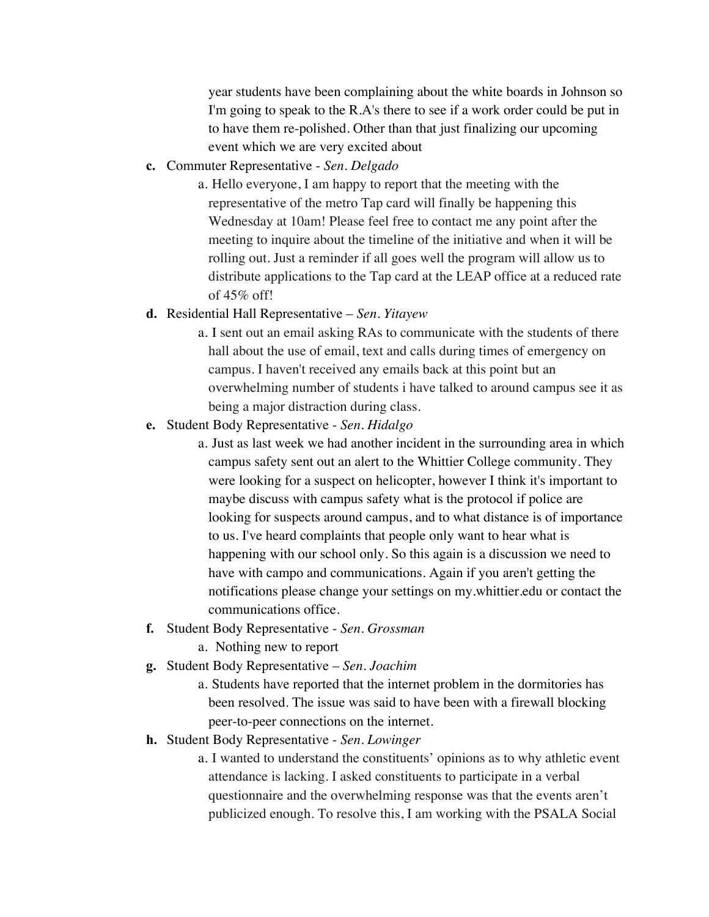year students have been complaining about the white boards in Johnson so I'm going to speak to the R.A's there to see if a work order could be put in to have them re-polished. Other than that just finalizing our upcoming event which we are very excited about

**c.** Commuter Representative - *Sen. Delgado*

  a. Hello everyone, I am happy to report that the meeting with the representative of the metro Tap card will finally be happening this Wednesday at 10am! Please feel free to contact me any point after the meeting to inquire about the timeline of the initiative and when it will be rolling out. Just a reminder if all goes well the program will allow us to distribute applications to the Tap card at the LEAP office at a reduced rate of 45% off!

**d.** Residential Hall Representative – *Sen. Yitayew*

  a. I sent out an email asking RAs to communicate with the students of there hall about the use of email, text and calls during times of emergency on campus. I haven't received any emails back at this point but an overwhelming number of students i have talked to around campus see it as being a major distraction during class.

**e.** Student Body Representative - *Sen. Hidalgo*

  a. Just as last week we had another incident in the surrounding area in which campus safety sent out an alert to the Whittier College community. They were looking for a suspect on helicopter, however I think it's important to maybe discuss with campus safety what is the protocol if police are looking for suspects around campus, and to what distance is of importance to us. I've heard complaints that people only want to hear what is happening with our school only. So this again is a discussion we need to have with campo and communications. Again if you aren't getting the notifications please change your settings on my.whittier.edu or contact the communications office.

**f.** Student Body Representative - *Sen. Grossman*

  a. Nothing new to report

**g.** Student Body Representative – *Sen. Joachim*

  a. Students have reported that the internet problem in the dormitories has been resolved. The issue was said to have been with a firewall blocking peer-to-peer connections on the internet.

**h.** Student Body Representative - *Sen. Lowinger*

  a. I wanted to understand the constituents' opinions as to why athletic event attendance is lacking. I asked constituents to participate in a verbal questionnaire and the overwhelming response was that the events aren't publicized enough. To resolve this, I am working with the PSALA Social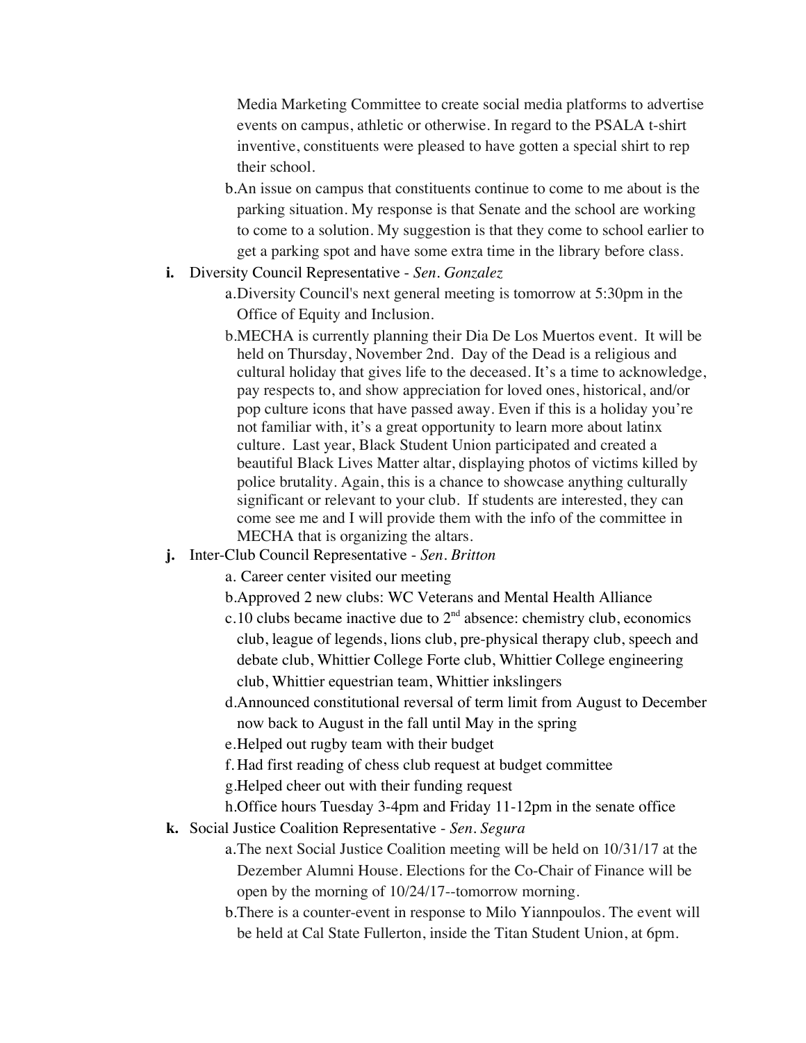Media Marketing Committee to create social media platforms to advertise events on campus, athletic or otherwise. In regard to the PSALA t-shirt inventive, constituents were pleased to have gotten a special shirt to rep their school.

b. An issue on campus that constituents continue to come to me about is the parking situation. My response is that Senate and the school are working to come to a solution. My suggestion is that they come to school earlier to get a parking spot and have some extra time in the library before class.

**i.** Diversity Council Representative - *Sen. Gonzalez*

a. Diversity Council's next general meeting is tomorrow at 5:30pm in the Office of Equity and Inclusion.

b. MECHA is currently planning their Dia De Los Muertos event. It will be held on Thursday, November 2nd. Day of the Dead is a religious and cultural holiday that gives life to the deceased. It's a time to acknowledge, pay respects to, and show appreciation for loved ones, historical, and/or pop culture icons that have passed away. Even if this is a holiday you're not familiar with, it's a great opportunity to learn more about latinx culture. Last year, Black Student Union participated and created a beautiful Black Lives Matter altar, displaying photos of victims killed by police brutality. Again, this is a chance to showcase anything culturally significant or relevant to your club. If students are interested, they can come see me and I will provide them with the info of the committee in MECHA that is organizing the altars.

**j.** Inter-Club Council Representative - *Sen. Britton*

a. Career center visited our meeting

b. Approved 2 new clubs: WC Veterans and Mental Health Alliance

c. 10 clubs became inactive due to 2nd absence: chemistry club, economics club, league of legends, lions club, pre-physical therapy club, speech and debate club, Whittier College Forte club, Whittier College engineering club, Whittier equestrian team, Whittier inkslingers

d. Announced constitutional reversal of term limit from August to December now back to August in the fall until May in the spring

e. Helped out rugby team with their budget

f. Had first reading of chess club request at budget committee

g. Helped cheer out with their funding request

h. Office hours Tuesday 3-4pm and Friday 11-12pm in the senate office

**k.** Social Justice Coalition Representative - *Sen. Segura*

a. The next Social Justice Coalition meeting will be held on 10/31/17 at the Dezember Alumni House. Elections for the Co-Chair of Finance will be open by the morning of 10/24/17--tomorrow morning.

b. There is a counter-event in response to Milo Yiannpoulos. The event will be held at Cal State Fullerton, inside the Titan Student Union, at 6pm.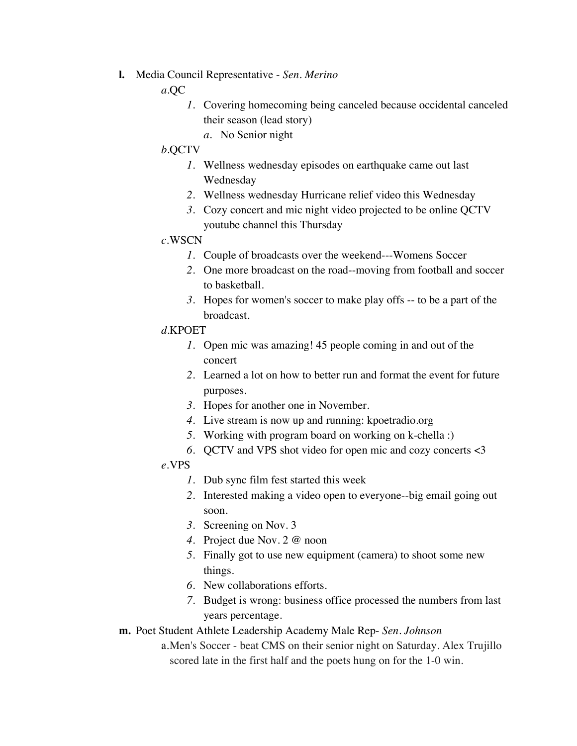**l.** Media Council Representative - *Sen. Merino*

*a.*QC

1. Covering homecoming being canceled because occidental canceled their season (lead story)
    a. No Senior night

*b.*QCTV

1. Wellness wednesday episodes on earthquake came out last Wednesday
2. Wellness wednesday Hurricane relief video this Wednesday
3. Cozy concert and mic night video projected to be online QCTV youtube channel this Thursday

*c.*WSCN

1. Couple of broadcasts over the weekend---Womens Soccer
2. One more broadcast on the road--moving from football and soccer to basketball.
3. Hopes for women's soccer to make play offs -- to be a part of the broadcast.

*d.*KPOET

1. Open mic was amazing! 45 people coming in and out of the concert
2. Learned a lot on how to better run and format the event for future purposes.
3. Hopes for another one in November.
4. Live stream is now up and running: kpoetradio.org
5. Working with program board on working on k-chella :)
6. QCTV and VPS shot video for open mic and cozy concerts <3

*e.*VPS

1. Dub sync film fest started this week
2. Interested making a video open to everyone--big email going out soon.
3. Screening on Nov. 3
4. Project due Nov. 2 @ noon
5. Finally got to use new equipment (camera) to shoot some new things.
6. New collaborations efforts.
7. Budget is wrong: business office processed the numbers from last years percentage.

**m.** Poet Student Athlete Leadership Academy Male Rep- *Sen. Johnson*

a. Men's Soccer - beat CMS on their senior night on Saturday. Alex Trujillo scored late in the first half and the poets hung on for the 1-0 win.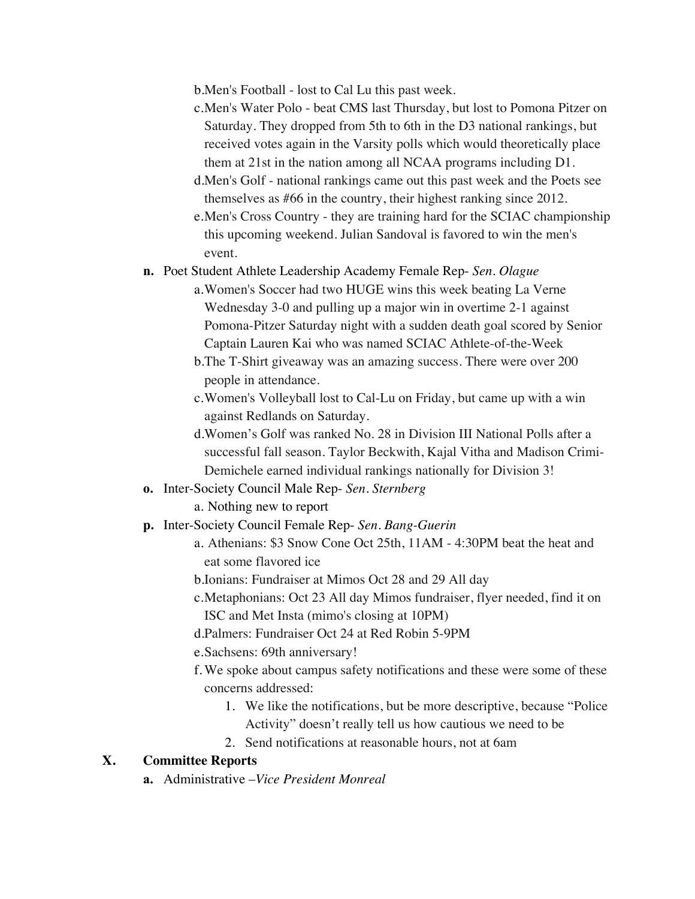b. Men's Football - lost to Cal Lu this past week.

c. Men's Water Polo - beat CMS last Thursday, but lost to Pomona Pitzer on Saturday. They dropped from 5th to 6th in the D3 national rankings, but received votes again in the Varsity polls which would theoretically place them at 21st in the nation among all NCAA programs including D1.

d. Men's Golf - national rankings came out this past week and the Poets see themselves as #66 in the country, their highest ranking since 2012.

e. Men's Cross Country - they are training hard for the SCIAC championship this upcoming weekend. Julian Sandoval is favored to win the men's event.

**n.** Poet Student Athlete Leadership Academy Female Rep- *Sen. Olague*

a. Women's Soccer had two HUGE wins this week beating La Verne Wednesday 3-0 and pulling up a major win in overtime 2-1 against Pomona-Pitzer Saturday night with a sudden death goal scored by Senior Captain Lauren Kai who was named SCIAC Athlete-of-the-Week

b. The T-Shirt giveaway was an amazing success. There were over 200 people in attendance.

c. Women's Volleyball lost to Cal-Lu on Friday, but came up with a win against Redlands on Saturday.

d. Women's Golf was ranked No. 28 in Division III National Polls after a successful fall season. Taylor Beckwith, Kajal Vitha and Madison Crimi-Demichele earned individual rankings nationally for Division 3!

**o.** Inter-Society Council Male Rep- *Sen. Sternberg*

a. Nothing new to report

**p.** Inter-Society Council Female Rep- *Sen. Bang-Guerin*

a. Athenians: $3 Snow Cone Oct 25th, 11AM - 4:30PM beat the heat and eat some flavored ice

b. Ionians: Fundraiser at Mimos Oct 28 and 29 All day

c. Metaphonians: Oct 23 All day Mimos fundraiser, flyer needed, find it on ISC and Met Insta (mimo's closing at 10PM)

d. Palmers: Fundraiser Oct 24 at Red Robin 5-9PM

e. Sachsens: 69th anniversary!

f. We spoke about campus safety notifications and these were some of these concerns addressed:

1. We like the notifications, but be more descriptive, because "Police Activity" doesn't really tell us how cautious we need to be
2. Send notifications at reasonable hours, not at 6am

## X. Committee Reports

**a.** Administrative –*Vice President Monreal*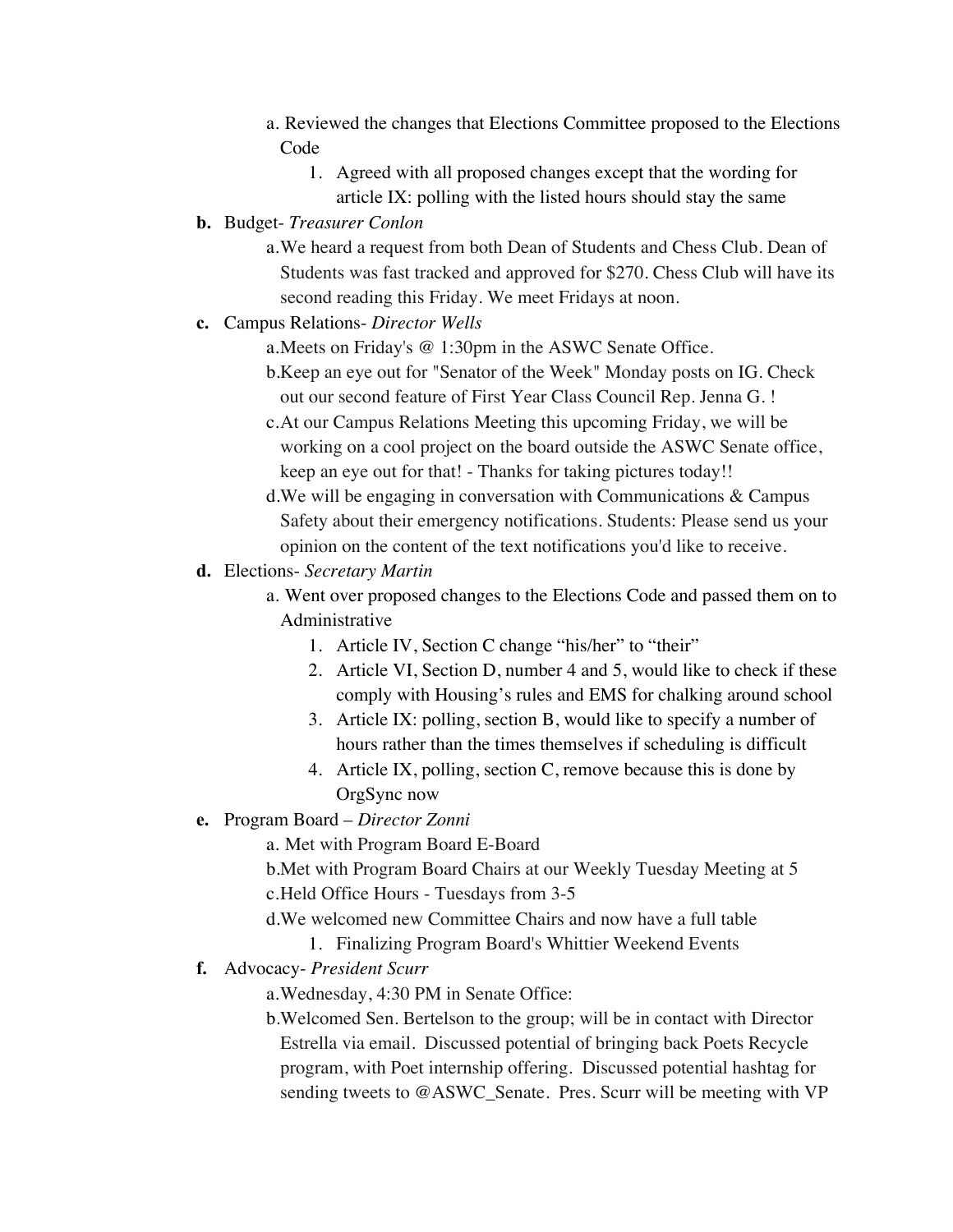a. Reviewed the changes that Elections Committee proposed to the Elections Code
     1. Agreed with all proposed changes except that the wording for article IX: polling with the listed hours should stay the same

**b.** Budget- *Treasurer Conlon*

  a. We heard a request from both Dean of Students and Chess Club. Dean of Students was fast tracked and approved for $270. Chess Club will have its second reading this Friday. We meet Fridays at noon.

**c.** Campus Relations- *Director Wells*

  a. Meets on Friday's @ 1:30pm in the ASWC Senate Office.
  b. Keep an eye out for "Senator of the Week" Monday posts on IG. Check out our second feature of First Year Class Council Rep. Jenna G. !
  c. At our Campus Relations Meeting this upcoming Friday, we will be working on a cool project on the board outside the ASWC Senate office, keep an eye out for that! - Thanks for taking pictures today!!
  d. We will be engaging in conversation with Communications & Campus Safety about their emergency notifications. Students: Please send us your opinion on the content of the text notifications you'd like to receive.

**d.** Elections- *Secretary Martin*

  a. Went over proposed changes to the Elections Code and passed them on to Administrative
     1. Article IV, Section C change "his/her" to "their"
     2. Article VI, Section D, number 4 and 5, would like to check if these comply with Housing's rules and EMS for chalking around school
     3. Article IX: polling, section B, would like to specify a number of hours rather than the times themselves if scheduling is difficult
     4. Article IX, polling, section C, remove because this is done by OrgSync now

**e.** Program Board – *Director Zonni*

  a. Met with Program Board E-Board
  b. Met with Program Board Chairs at our Weekly Tuesday Meeting at 5
  c. Held Office Hours - Tuesdays from 3-5
  d. We welcomed new Committee Chairs and now have a full table
     1. Finalizing Program Board's Whittier Weekend Events

**f.** Advocacy- *President Scurr*

  a. Wednesday, 4:30 PM in Senate Office:
  b. Welcomed Sen. Bertelson to the group; will be in contact with Director Estrella via email. Discussed potential of bringing back Poets Recycle program, with Poet internship offering. Discussed potential hashtag for sending tweets to @ASWC_Senate. Pres. Scurr will be meeting with VP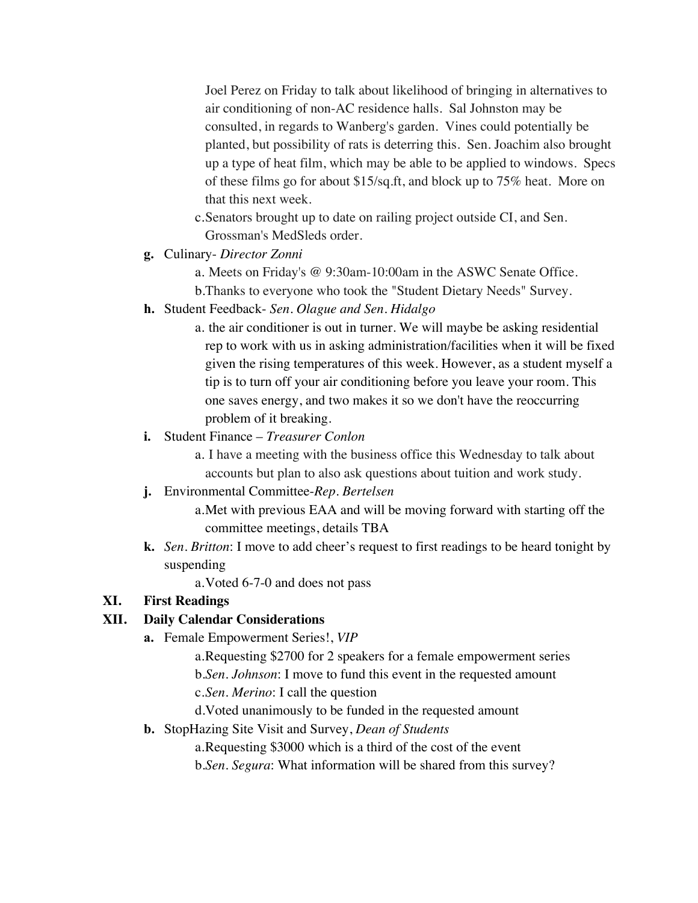Joel Perez on Friday to talk about likelihood of bringing in alternatives to air conditioning of non-AC residence halls. Sal Johnston may be consulted, in regards to Wanberg's garden. Vines could potentially be planted, but possibility of rats is deterring this. Sen. Joachim also brought up a type of heat film, which may be able to be applied to windows. Specs of these films go for about $15/sq.ft, and block up to 75% heat. More on that this next week.

  c. Senators brought up to date on railing project outside CI, and Sen. Grossman's MedSleds order.

- **g.** Culinary- *Director Zonni*
  - a. Meets on Friday's @ 9:30am-10:00am in the ASWC Senate Office.
  - b. Thanks to everyone who took the "Student Dietary Needs" Survey.
- **h.** Student Feedback- *Sen. Olague and Sen. Hidalgo*
  - a. the air conditioner is out in turner. We will maybe be asking residential rep to work with us in asking administration/facilities when it will be fixed given the rising temperatures of this week. However, as a student myself a tip is to turn off your air conditioning before you leave your room. This one saves energy, and two makes it so we don't have the reoccurring problem of it breaking.
- **i.** Student Finance – *Treasurer Conlon*
  - a. I have a meeting with the business office this Wednesday to talk about accounts but plan to also ask questions about tuition and work study.
- **j.** Environmental Committee-*Rep. Bertelsen*
  - a. Met with previous EAA and will be moving forward with starting off the committee meetings, details TBA
- **k.** *Sen. Britton*: I move to add cheer's request to first readings to be heard tonight by suspending
  - a. Voted 6-7-0 and does not pass

## XI. First Readings

## XII. Daily Calendar Considerations

- **a.** Female Empowerment Series!, *VIP*
  - a. Requesting $2700 for 2 speakers for a female empowerment series
  - b. *Sen. Johnson*: I move to fund this event in the requested amount
  - c. *Sen. Merino*: I call the question
  - d. Voted unanimously to be funded in the requested amount
- **b.** StopHazing Site Visit and Survey, *Dean of Students*
  - a. Requesting $3000 which is a third of the cost of the event
  - b. *Sen. Segura*: What information will be shared from this survey?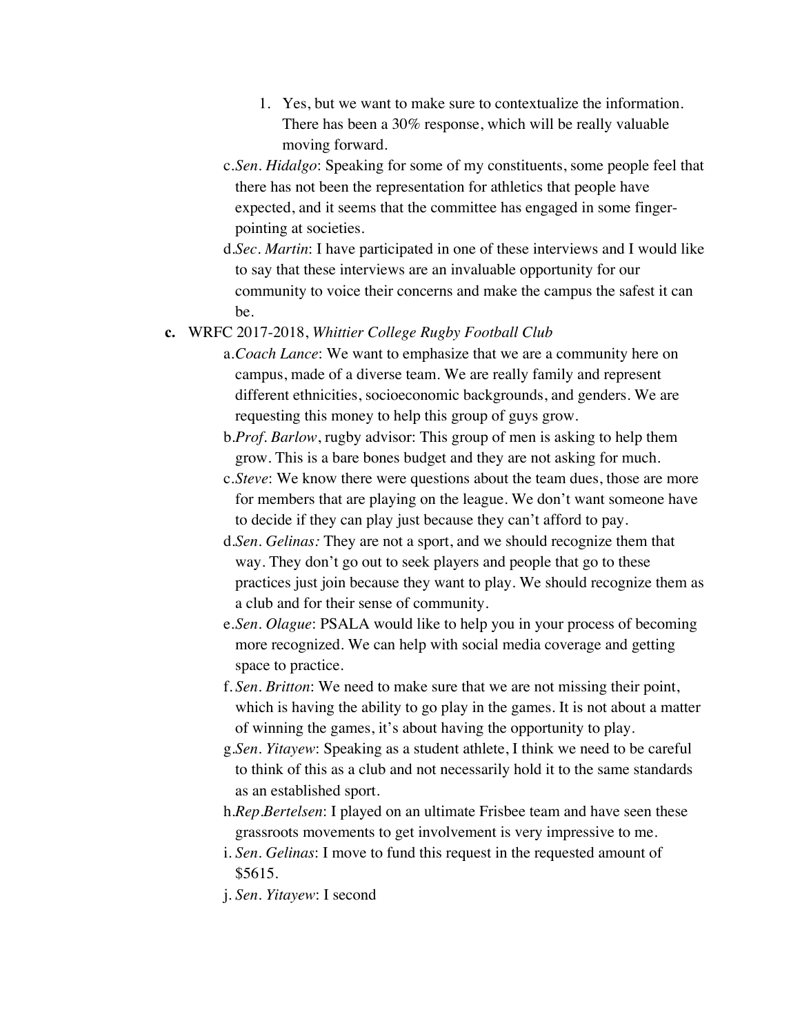1. Yes, but we want to make sure to contextualize the information. There has been a 30% response, which will be really valuable moving forward.

c. *Sen. Hidalgo*: Speaking for some of my constituents, some people feel that there has not been the representation for athletics that people have expected, and it seems that the committee has engaged in some finger-pointing at societies.

d. *Sec. Martin*: I have participated in one of these interviews and I would like to say that these interviews are an invaluable opportunity for our community to voice their concerns and make the campus the safest it can be.

**c.** WRFC 2017-2018, *Whittier College Rugby Football Club*

a. *Coach Lance*: We want to emphasize that we are a community here on campus, made of a diverse team. We are really family and represent different ethnicities, socioeconomic backgrounds, and genders. We are requesting this money to help this group of guys grow.

b. *Prof. Barlow*, rugby advisor: This group of men is asking to help them grow. This is a bare bones budget and they are not asking for much.

c. *Steve*: We know there were questions about the team dues, those are more for members that are playing on the league. We don't want someone have to decide if they can play just because they can't afford to pay.

d. *Sen. Gelinas:* They are not a sport, and we should recognize them that way. They don't go out to seek players and people that go to these practices just join because they want to play. We should recognize them as a club and for their sense of community.

e. *Sen. Olague*: PSALA would like to help you in your process of becoming more recognized. We can help with social media coverage and getting space to practice.

f. *Sen. Britton*: We need to make sure that we are not missing their point, which is having the ability to go play in the games. It is not about a matter of winning the games, it's about having the opportunity to play.

g. *Sen. Yitayew*: Speaking as a student athlete, I think we need to be careful to think of this as a club and not necessarily hold it to the same standards as an established sport.

h. *Rep.Bertelsen*: I played on an ultimate Frisbee team and have seen these grassroots movements to get involvement is very impressive to me.

i. *Sen. Gelinas*: I move to fund this request in the requested amount of $5615.

j. *Sen. Yitayew*: I second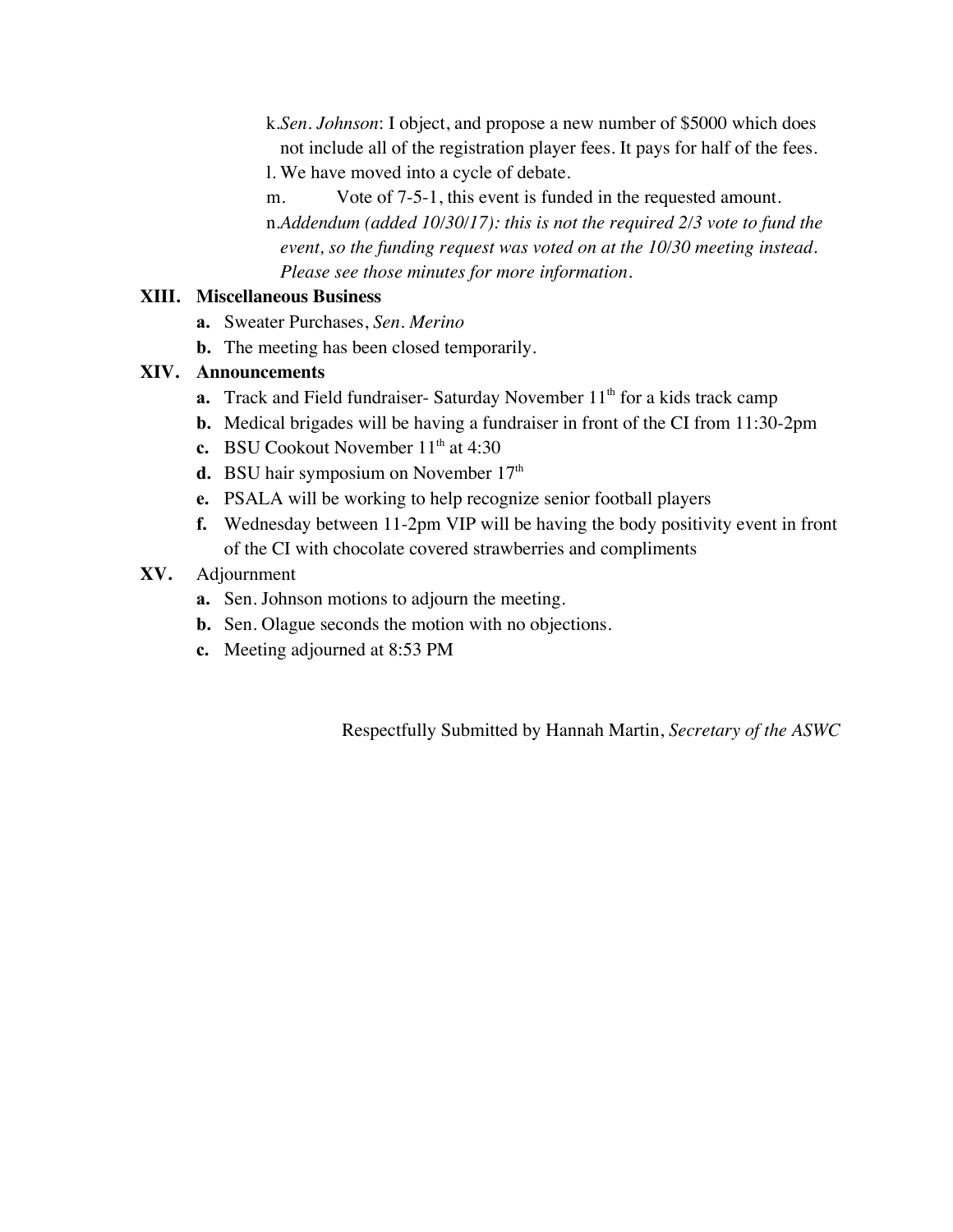k. *Sen. Johnson*: I object, and propose a new number of $5000 which does not include all of the registration player fees. It pays for half of the fees.

l. We have moved into a cycle of debate.

m. Vote of 7-5-1, this event is funded in the requested amount.

n. *Addendum (added 10/30/17): this is not the required 2/3 vote to fund the event, so the funding request was voted on at the 10/30 meeting instead. Please see those minutes for more information.*

## XIII. Miscellaneous Business

- **a.** Sweater Purchases, *Sen. Merino*
- **b.** The meeting has been closed temporarily.

## XIV. Announcements

- **a.** Track and Field fundraiser- Saturday November 11th for a kids track camp
- **b.** Medical brigades will be having a fundraiser in front of the CI from 11:30-2pm
- **c.** BSU Cookout November 11th at 4:30
- **d.** BSU hair symposium on November 17th
- **e.** PSALA will be working to help recognize senior football players
- **f.** Wednesday between 11-2pm VIP will be having the body positivity event in front of the CI with chocolate covered strawberries and compliments

## XV. Adjournment

- **a.** Sen. Johnson motions to adjourn the meeting.
- **b.** Sen. Olague seconds the motion with no objections.
- **c.** Meeting adjourned at 8:53 PM

Respectfully Submitted by Hannah Martin, *Secretary of the ASWC*